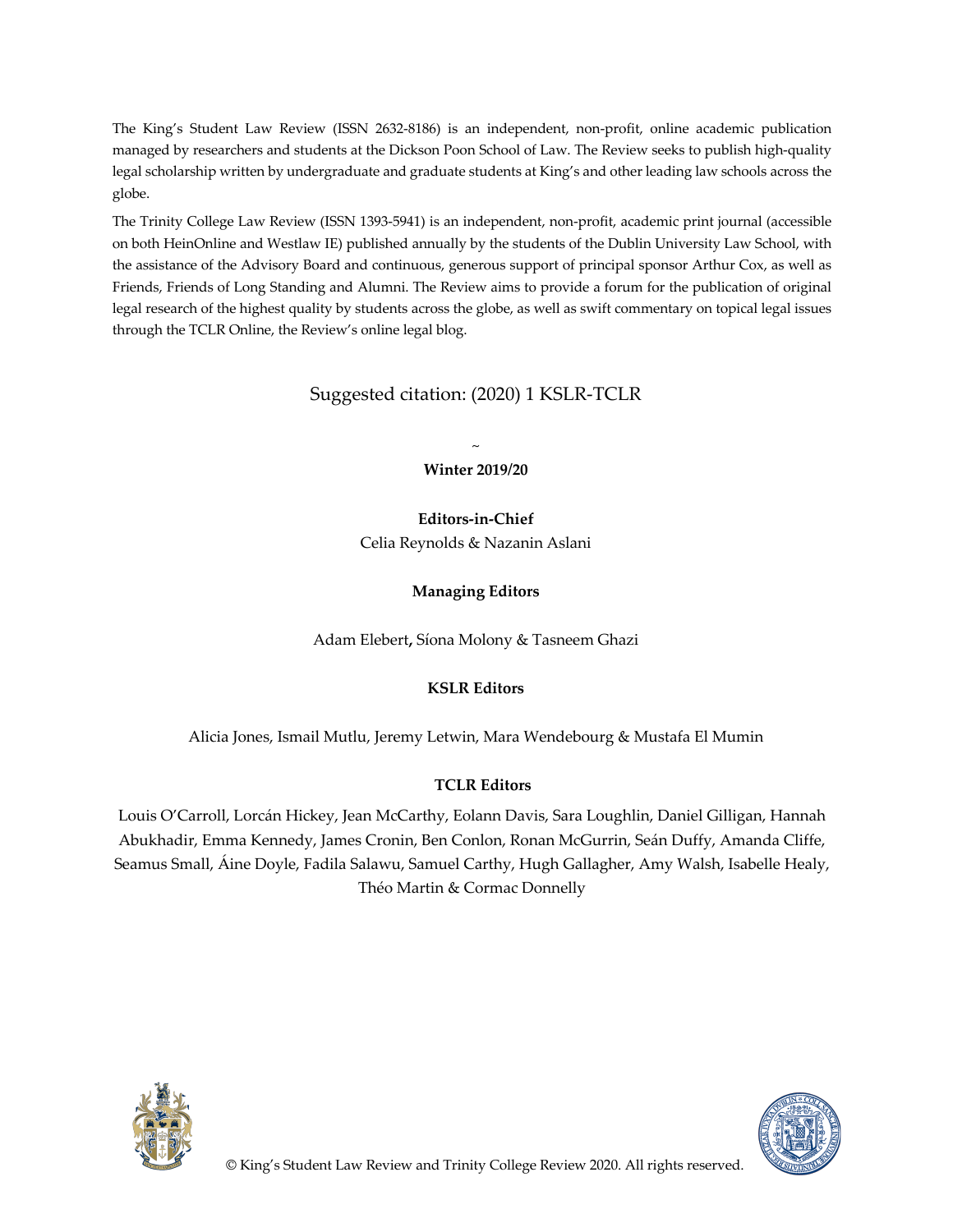The King's Student Law Review (ISSN 2632-8186) is an independent, non-profit, online academic publication managed by researchers and students at the Dickson Poon School of Law. The Review seeks to publish high-quality legal scholarship written by undergraduate and graduate students at King's and other leading law schools across the globe.

The Trinity College Law Review (ISSN 1393-5941) is an independent, non-profit, academic print journal (accessible on both HeinOnline and Westlaw IE) published annually by the students of the Dublin University Law School, with the assistance of the Advisory Board and continuous, generous support of principal sponsor Arthur Cox, as well as Friends, Friends of Long Standing and Alumni. The Review aims to provide a forum for the publication of original legal research of the highest quality by students across the globe, as well as swift commentary on topical legal issues through the TCLR Online, the Review's online legal blog.

Suggested citation: (2020) 1 KSLR-TCLR

~

**Winter 2019/20**

**Editors-in-Chief**

Celia Reynolds & Nazanin Aslani

**Managing Editors**

Adam Elebert, Síona Molony & Tasneem Ghazi

**KSLR Editors**

Alicia Jones, Ismail Mutlu, Jeremy Letwin, Mara Wendebourg & Mustafa El Mumin

**TCLR Editors**

Louis O'Carroll, Lorcán Hickey, Jean McCarthy, Eolann Davis, Sara Loughlin, Daniel Gilligan, Hannah Abukhadir, Emma Kennedy, James Cronin, Ben Conlon, Ronan McGurrin, Seán Duffy, Amanda Cliffe, Seamus Small, Áine Doyle, Fadila Salawu, Samuel Carthy, Hugh Gallagher, Amy Walsh, Isabelle Healy, Théo Martin & Cormac Donnelly

© King's Student Law Review and Trinity College Review 2020. All rights reserved.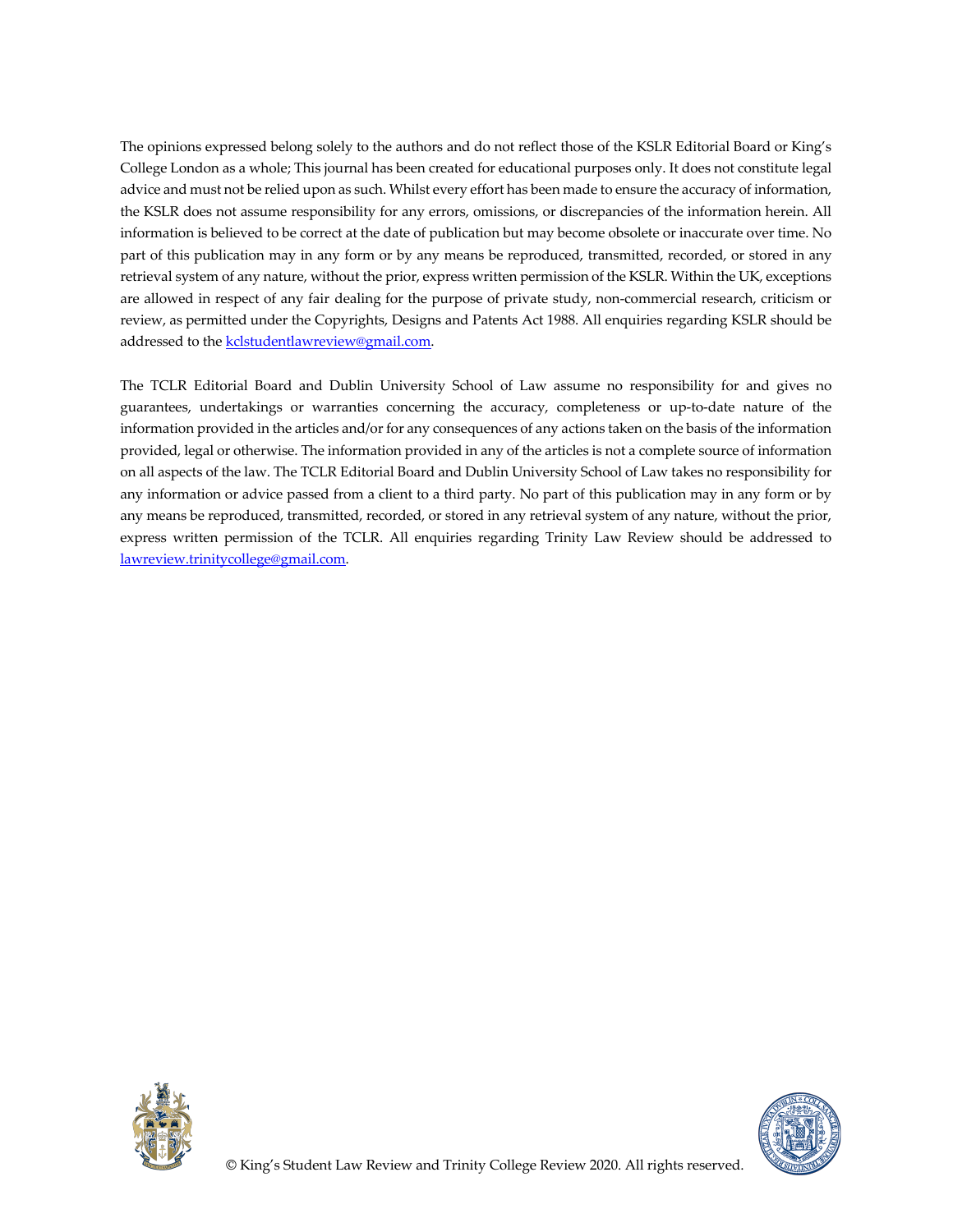The opinions expressed belong solely to the authors and do not reflect those of the KSLR Editorial Board or King's College London as a whole; This journal has been created for educational purposes only. It does not constitute legal advice and must not be relied upon as such. Whilst every effort has been made to ensure the accuracy of information, the KSLR does not assume responsibility for any errors, omissions, or discrepancies of the information herein. All information is believed to be correct at the date of publication but may become obsolete or inaccurate over time. No part of this publication may in any form or by any means be reproduced, transmitted, recorded, or stored in any retrieval system of any nature, without the prior, express written permission of the KSLR. Within the UK, exceptions are allowed in respect of any fair dealing for the purpose of private study, non-commercial research, criticism or review, as permitted under the Copyrights, Designs and Patents Act 1988. All enquiries regarding KSLR should be addressed to the kclstudentlawreview@gmail.com.

The TCLR Editorial Board and Dublin University School of Law assume no responsibility for and gives no guarantees, undertakings or warranties concerning the accuracy, completeness or up-to-date nature of the information provided in the articles and/or for any consequences of any actions taken on the basis of the information provided, legal or otherwise. The information provided in any of the articles is not a complete source of information on all aspects of the law. The TCLR Editorial Board and Dublin University School of Law takes no responsibility for any information or advice passed from a client to a third party. No part of this publication may in any form or by any means be reproduced, transmitted, recorded, or stored in any retrieval system of any nature, without the prior, express written permission of the TCLR. All enquiries regarding Trinity Law Review should be addressed to lawreview.trinitycollege@gmail.com.

© King's Student Law Review and Trinity College Review 2020. All rights reserved.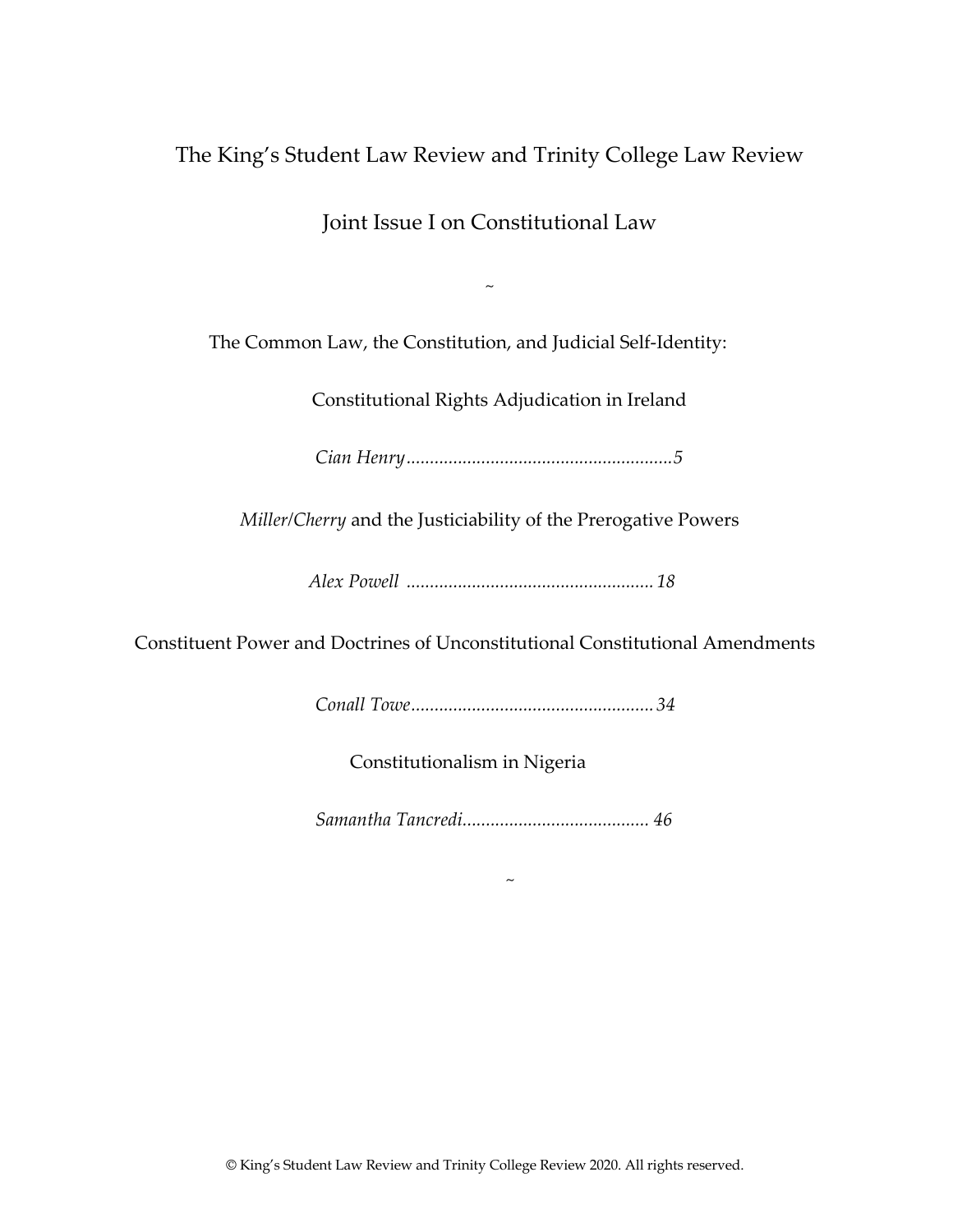# The King's Student Law Review and Trinity College Law Review

## Joint Issue I on Constitutional Law

~

The Common Law, the Constitution, and Judicial Self-Identity:

Constitutional Rights Adjudication in Ireland

*Cian Henry*........................................................5

*Miller/Cherry* and the Justiciability of the Prerogative Powers

*Alex Powell* ....................................................18

Constituent Power and Doctrines of Unconstitutional Constitutional Amendments

*Conall Towe*...................................................34

Constitutionalism in Nigeria

*Samantha Tancredi*....................................... 46

~

© King's Student Law Review and Trinity College Review 2020. All rights reserved.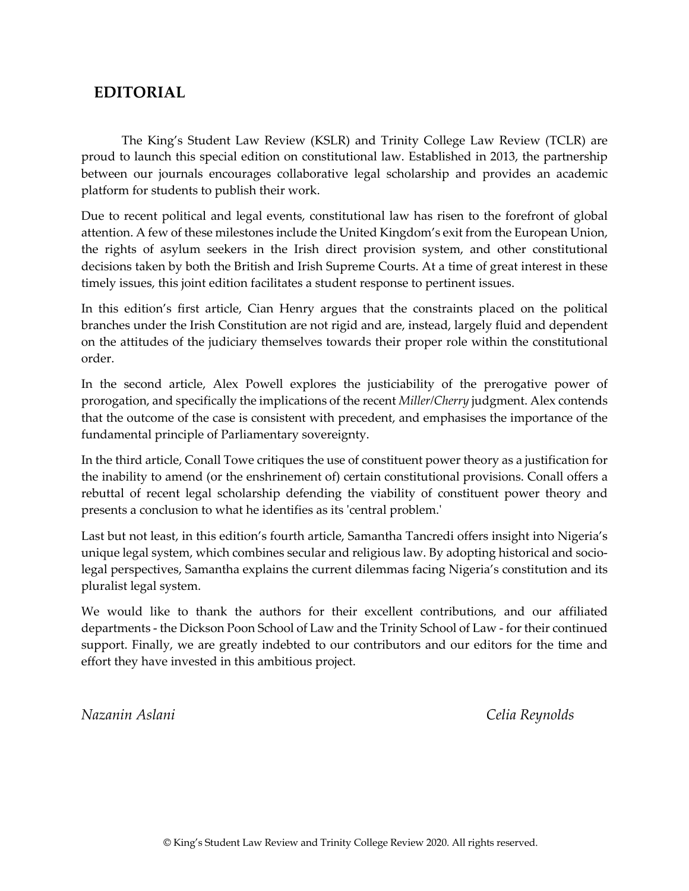# EDITORIAL

The King's Student Law Review (KSLR) and Trinity College Law Review (TCLR) are proud to launch this special edition on constitutional law. Established in 2013, the partnership between our journals encourages collaborative legal scholarship and provides an academic platform for students to publish their work.

Due to recent political and legal events, constitutional law has risen to the forefront of global attention. A few of these milestones include the United Kingdom's exit from the European Union, the rights of asylum seekers in the Irish direct provision system, and other constitutional decisions taken by both the British and Irish Supreme Courts. At a time of great interest in these timely issues, this joint edition facilitates a student response to pertinent issues.

In this edition's first article, Cian Henry argues that the constraints placed on the political branches under the Irish Constitution are not rigid and are, instead, largely fluid and dependent on the attitudes of the judiciary themselves towards their proper role within the constitutional order.

In the second article, Alex Powell explores the justiciability of the prerogative power of prorogation, and specifically the implications of the recent *Miller/Cherry* judgment. Alex contends that the outcome of the case is consistent with precedent, and emphasises the importance of the fundamental principle of Parliamentary sovereignty.

In the third article, Conall Towe critiques the use of constituent power theory as a justification for the inability to amend (or the enshrinement of) certain constitutional provisions. Conall offers a rebuttal of recent legal scholarship defending the viability of constituent power theory and presents a conclusion to what he identifies as its 'central problem.'

Last but not least, in this edition's fourth article, Samantha Tancredi offers insight into Nigeria's unique legal system, which combines secular and religious law. By adopting historical and socio-legal perspectives, Samantha explains the current dilemmas facing Nigeria's constitution and its pluralist legal system.

We would like to thank the authors for their excellent contributions, and our affiliated departments - the Dickson Poon School of Law and the Trinity School of Law - for their continued support. Finally, we are greatly indebted to our contributors and our editors for the time and effort they have invested in this ambitious project.

*Nazanin Aslani* *Celia Reynolds*

© King's Student Law Review and Trinity College Review 2020. All rights reserved.